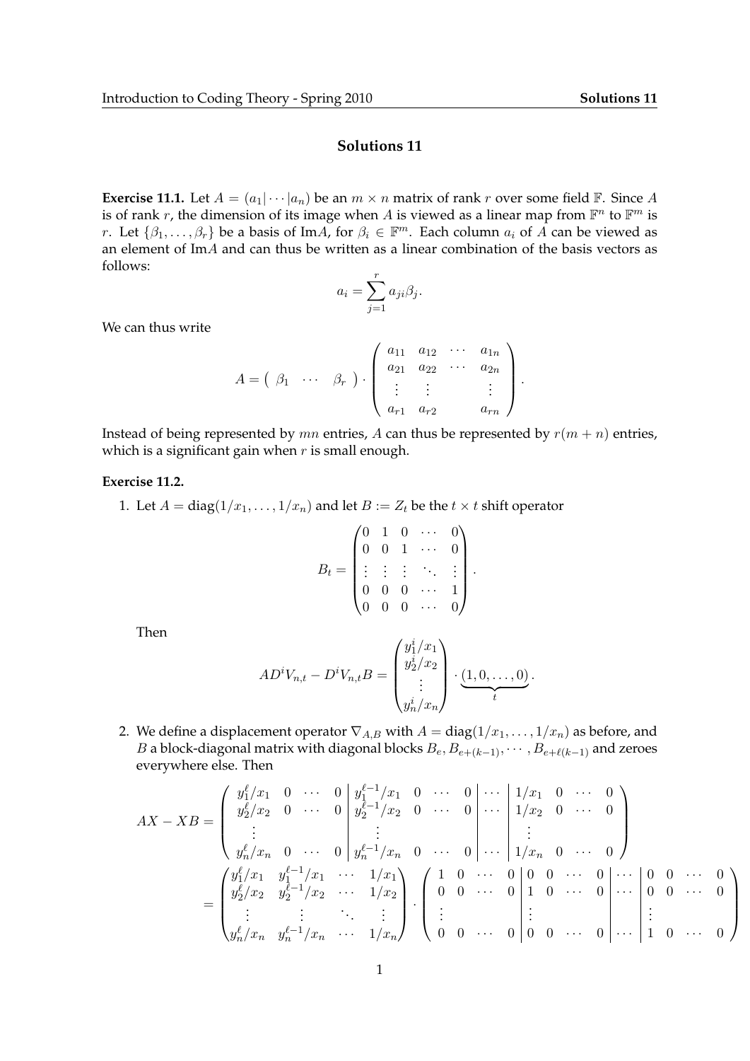## Solutions 11

**Exercise 11.1.** Let $A = (a_1|\cdots|a_n)$ be an $m \times n$ matrix of rank $r$ over some field $\mathbb{F}$. Since $A$ is of rank $r$, the dimension of its image when $A$ is viewed as a linear map from $\mathbb{F}^n$ to $\mathbb{F}^m$ is $r$. Let $\{\beta_1, \ldots, \beta_r\}$ be a basis of Im$A$, for $\beta_i \in \mathbb{F}^m$. Each column $a_i$ of $A$ can be viewed as an element of Im$A$ and can thus be written as a linear combination of the basis vectors as follows:

$$a_i = \sum_{j=1}^{r} a_{ji}\beta_j.$$

We can thus write

$$A = \begin{pmatrix} \beta_1 & \cdots & \beta_r \end{pmatrix} \cdot \begin{pmatrix} a_{11} & a_{12} & \cdots & a_{1n} \\ a_{21} & a_{22} & \cdots & a_{2n} \\ \vdots & \vdots & & \vdots \\ a_{r1} & a_{r2} & & a_{rn} \end{pmatrix}.$$

Instead of being represented by $mn$ entries, $A$ can thus be represented by $r(m+n)$ entries, which is a significant gain when $r$ is small enough.

**Exercise 11.2.**

1. Let $A = \text{diag}(1/x_1, \ldots, 1/x_n)$ and let $B := Z_t$ be the $t \times t$ shift operator

$$B_t = \begin{pmatrix} 0 & 1 & 0 & \cdots & 0 \\ 0 & 0 & 1 & \cdots & 0 \\ \vdots & \vdots & \vdots & \ddots & \vdots \\ 0 & 0 & 0 & \cdots & 1 \\ 0 & 0 & 0 & \cdots & 0 \end{pmatrix}.$$

   Then

$$AD^iV_{n,t} - D^iV_{n,t}B = \begin{pmatrix} y_1^i/x_1 \\ y_2^i/x_2 \\ \vdots \\ y_n^i/x_n \end{pmatrix} \cdot \underbrace{(1, 0, \ldots, 0)}_{t}.$$

2. We define a displacement operator $\nabla_{A,B}$ with $A = \text{diag}(1/x_1, \ldots, 1/x_n)$ as before, and $B$ a block-diagonal matrix with diagonal blocks $B_e, B_{e+(k-1)}, \cdots, B_{e+\ell(k-1)}$ and zeroes everywhere else. Then

$$AX - XB = \left( \begin{array}{cccc|cccc|c|cccc} y_1^\ell/x_1 & 0 & \cdots & 0 & y_1^{\ell-1}/x_1 & 0 & \cdots & 0 & \cdots & 1/x_1 & 0 & \cdots & 0 \\ y_2^\ell/x_2 & 0 & \cdots & 0 & y_2^{\ell-1}/x_2 & 0 & \cdots & 0 & \cdots & 1/x_2 & 0 & \cdots & 0 \\ \vdots & & & & \vdots & & & & & \vdots & & & \\ y_n^\ell/x_n & 0 & \cdots & 0 & y_n^{\ell-1}/x_n & 0 & \cdots & 0 & \cdots & 1/x_n & 0 & \cdots & 0 \end{array} \right)$$

$$= \begin{pmatrix} y_1^\ell/x_1 & y_1^{\ell-1}/x_1 & \cdots & 1/x_1 \\ y_2^\ell/x_2 & y_2^{\ell-1}/x_2 & \cdots & 1/x_2 \\ \vdots & \vdots & \ddots & \vdots \\ y_n^\ell/x_n & y_n^{\ell-1}/x_n & \cdots & 1/x_n \end{pmatrix} \cdot \left( \begin{array}{cccc|cccc|c|cccc} 1 & 0 & \cdots & 0 & 0 & 0 & \cdots & 0 & \cdots & 0 & 0 & \cdots & 0 \\ 0 & 0 & \cdots & 0 & 1 & 0 & \cdots & 0 & \cdots & 0 & 0 & \cdots & 0 \\ \vdots & & & & \vdots & & & & & \vdots & & & \\ 0 & 0 & \cdots & 0 & 0 & 0 & \cdots & 0 & \cdots & 1 & 0 & \cdots & 0 \end{array} \right)$$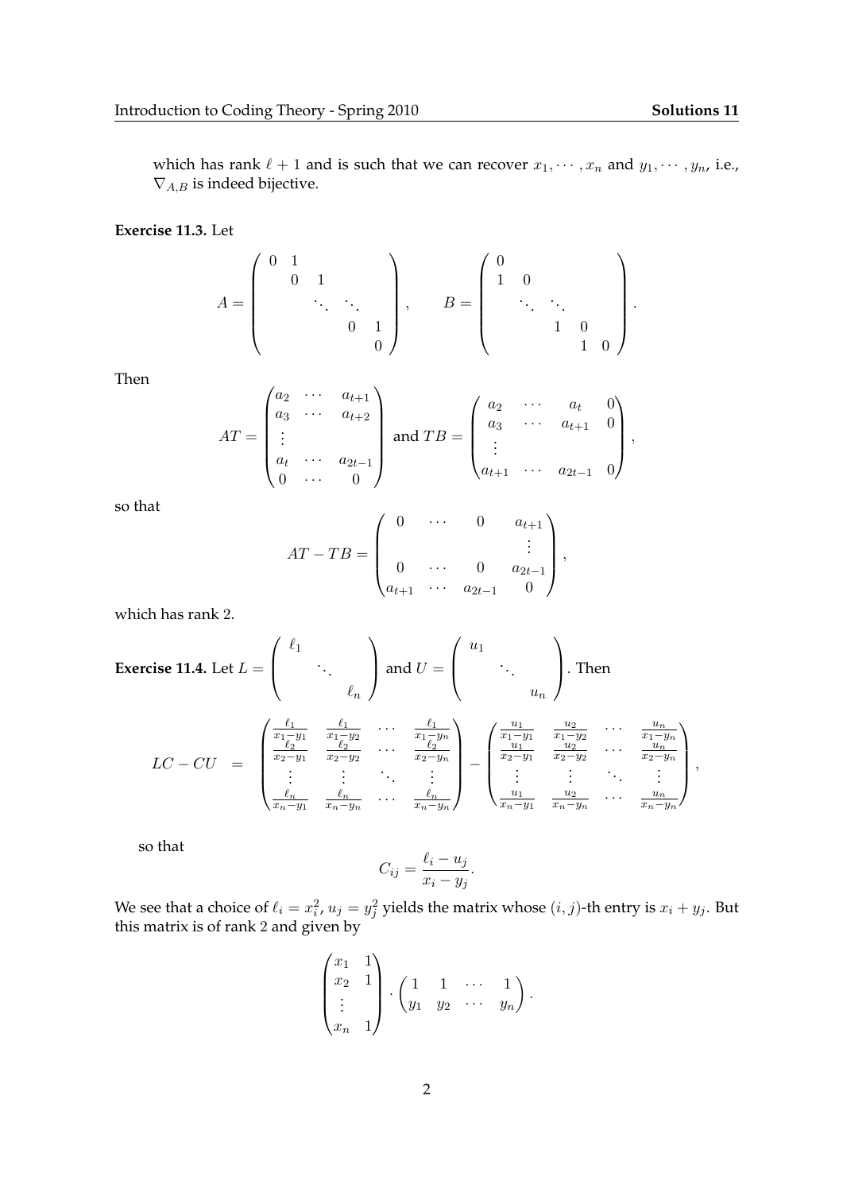which has rank $\ell + 1$ and is such that we can recover $x_1, \cdots, x_n$ and $y_1, \cdots, y_n$, i.e., $\nabla_{A,B}$ is indeed bijective.

**Exercise 11.3.** Let

$$A = \begin{pmatrix} 0 & 1 & & & \\ & 0 & 1 & & \\ & & \ddots & \ddots & \\ & & & 0 & 1 \\ & & & & 0 \end{pmatrix}, \qquad B = \begin{pmatrix} 0 & & & & \\ 1 & 0 & & & \\ & \ddots & \ddots & & \\ & & 1 & 0 & \\ & & & 1 & 0 \end{pmatrix}.$$

Then

$$AT = \begin{pmatrix} a_2 & \cdots & a_{t+1} \\ a_3 & \cdots & a_{t+2} \\ \vdots & & \\ a_t & \cdots & a_{2t-1} \\ 0 & \cdots & 0 \end{pmatrix} \text{ and } TB = \begin{pmatrix} a_2 & \cdots & a_t & 0 \\ a_3 & \cdots & a_{t+1} & 0 \\ \vdots & & & \\ a_{t+1} & \cdots & a_{2t-1} & 0 \end{pmatrix},$$

so that

$$AT - TB = \begin{pmatrix} 0 & \cdots & 0 & a_{t+1} \\ & & & \vdots \\ 0 & \cdots & 0 & a_{2t-1} \\ a_{t+1} & \cdots & a_{2t-1} & 0 \end{pmatrix},$$

which has rank 2.

**Exercise 11.4.** Let $L = \begin{pmatrix} \ell_1 & & \\ & \ddots & \\ & & \ell_n \end{pmatrix}$ and $U = \begin{pmatrix} u_1 & & \\ & \ddots & \\ & & u_n \end{pmatrix}$. Then

$$LC - CU = \begin{pmatrix} \frac{\ell_1}{x_1-y_1} & \frac{\ell_1}{x_1-y_2} & \cdots & \frac{\ell_1}{x_1-y_n} \\ \frac{\ell_2}{x_2-y_1} & \frac{\ell_2}{x_2-y_2} & \cdots & \frac{\ell_2}{x_2-y_n} \\ \vdots & \vdots & \ddots & \vdots \\ \frac{\ell_n}{x_n-y_1} & \frac{\ell_n}{x_n-y_n} & \cdots & \frac{\ell_n}{x_n-y_n} \end{pmatrix} - \begin{pmatrix} \frac{u_1}{x_1-y_1} & \frac{u_2}{x_1-y_2} & \cdots & \frac{u_n}{x_1-y_n} \\ \frac{u_1}{x_2-y_1} & \frac{u_2}{x_2-y_2} & \cdots & \frac{u_n}{x_2-y_n} \\ \vdots & \vdots & \ddots & \vdots \\ \frac{u_1}{x_n-y_1} & \frac{u_2}{x_n-y_n} & \cdots & \frac{u_n}{x_n-y_n} \end{pmatrix},$$

so that

$$C_{ij} = \frac{\ell_i - u_j}{x_i - y_j}.$$

We see that a choice of $\ell_i = x_i^2$, $u_j = y_j^2$ yields the matrix whose $(i, j)$-th entry is $x_i + y_j$. But this matrix is of rank 2 and given by

$$\begin{pmatrix} x_1 & 1 \\ x_2 & 1 \\ \vdots & \\ x_n & 1 \end{pmatrix} \cdot \begin{pmatrix} 1 & 1 & \cdots & 1 \\ y_1 & y_2 & \cdots & y_n \end{pmatrix}.$$